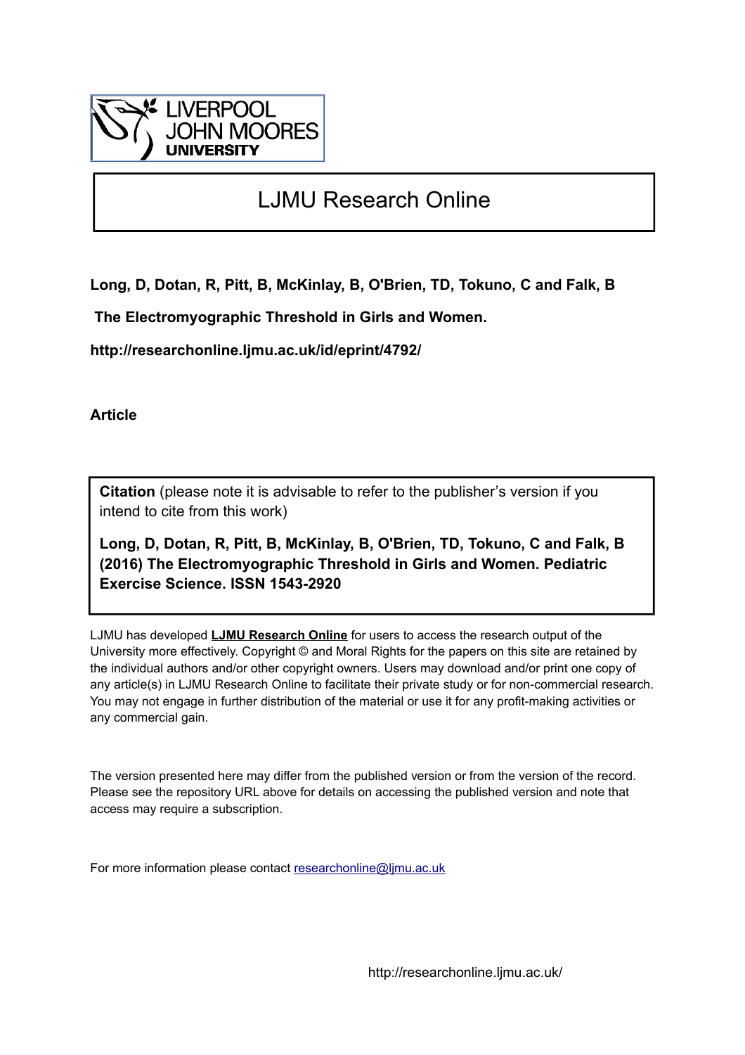LIVERPOOL JOHN MOORES UNIVERSITY

# LJMU Research Online

**Long, D, Dotan, R, Pitt, B, McKinlay, B, O'Brien, TD, Tokuno, C and Falk, B**

**The Electromyographic Threshold in Girls and Women.**

**http://researchonline.ljmu.ac.uk/id/eprint/4792/**

**Article**

**Citation** (please note it is advisable to refer to the publisher's version if you intend to cite from this work)

**Long, D, Dotan, R, Pitt, B, McKinlay, B, O'Brien, TD, Tokuno, C and Falk, B (2016) The Electromyographic Threshold in Girls and Women. Pediatric Exercise Science. ISSN 1543-2920**

LJMU has developed **LJMU Research Online** for users to access the research output of the University more effectively. Copyright © and Moral Rights for the papers on this site are retained by the individual authors and/or other copyright owners. Users may download and/or print one copy of any article(s) in LJMU Research Online to facilitate their private study or for non-commercial research. You may not engage in further distribution of the material or use it for any profit-making activities or any commercial gain.

The version presented here may differ from the published version or from the version of the record. Please see the repository URL above for details on accessing the published version and note that access may require a subscription.

For more information please contact researchonline@ljmu.ac.uk

http://researchonline.ljmu.ac.uk/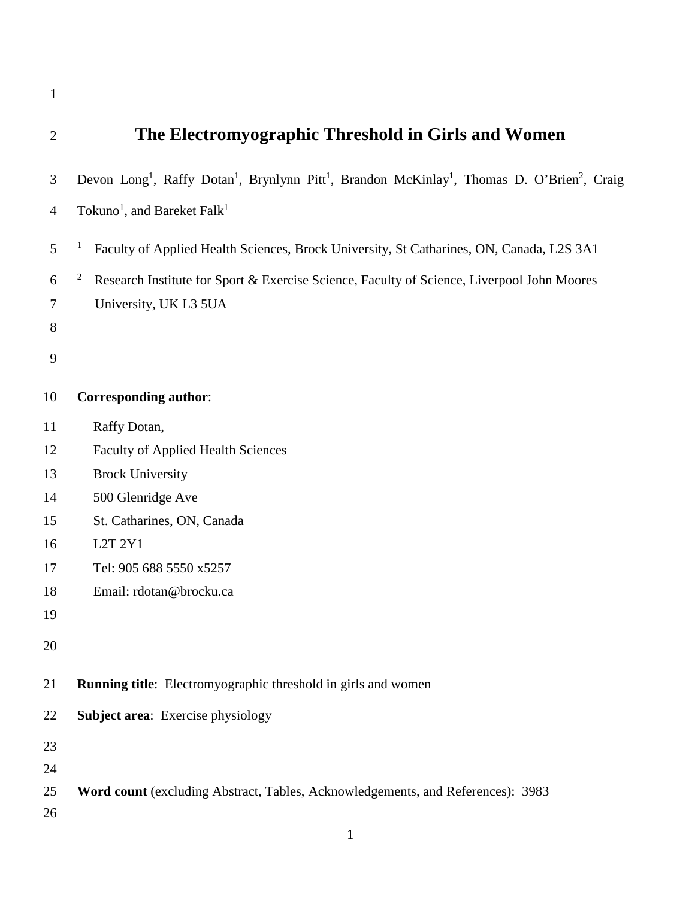# The Electromyographic Threshold in Girls and Women

Devon Long[1], Raffy Dotan[1], Brynlynn Pitt[1], Brandon McKinlay[1], Thomas D. O'Brien[2], Craig Tokuno[1], and Bareket Falk[1]

[1] – Faculty of Applied Health Sciences, Brock University, St Catharines, ON, Canada, L2S 3A1

[2] – Research Institute for Sport & Exercise Science, Faculty of Science, Liverpool John Moores University, UK L3 5UA

**Corresponding author**:

Raffy Dotan,
Faculty of Applied Health Sciences
Brock University
500 Glenridge Ave
St. Catharines, ON, Canada
L2T 2Y1
Tel: 905 688 5550 x5257
Email: rdotan@brocku.ca

**Running title**: Electromyographic threshold in girls and women

**Subject area**: Exercise physiology

**Word count** (excluding Abstract, Tables, Acknowledgements, and References): 3983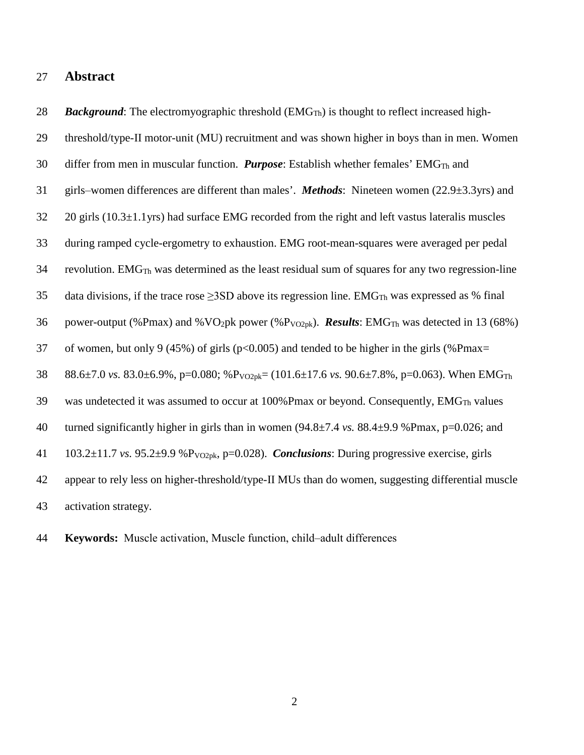## Abstract

***Background***: The electromyographic threshold ($EMG_{Th}$) is thought to reflect increased high-threshold/type-II motor-unit (MU) recruitment and was shown higher in boys than in men. Women differ from men in muscular function. ***Purpose***: Establish whether females' $EMG_{Th}$ and girls–women differences are different than males'. ***Methods***: Nineteen women (22.9±3.3yrs) and 20 girls (10.3±1.1yrs) had surface EMG recorded from the right and left vastus lateralis muscles during ramped cycle-ergometry to exhaustion. EMG root-mean-squares were averaged per pedal revolution. $EMG_{Th}$ was determined as the least residual sum of squares for any two regression-line data divisions, if the trace rose ≥3SD above its regression line. $EMG_{Th}$ was expressed as % final power-output (%Pmax) and %$VO_2$pk power (%$P_{VO2pk}$). ***Results***: $EMG_{Th}$ was detected in 13 (68%) of women, but only 9 (45%) of girls ($p<0.005$) and tended to be higher in the girls (%Pmax= 88.6±7.0 *vs.* 83.0±6.9%, p=0.080; %$P_{VO2pk}$= (101.6±17.6 *vs.* 90.6±7.8%, p=0.063). When $EMG_{Th}$ was undetected it was assumed to occur at 100%Pmax or beyond. Consequently, $EMG_{Th}$ values turned significantly higher in girls than in women (94.8±7.4 *vs.* 88.4±9.9 %Pmax, p=0.026; and 103.2±11.7 *vs.* 95.2±9.9 %$P_{VO2pk}$, p=0.028). ***Conclusions***: During progressive exercise, girls appear to rely less on higher-threshold/type-II MUs than do women, suggesting differential muscle activation strategy.

**Keywords:** Muscle activation, Muscle function, child–adult differences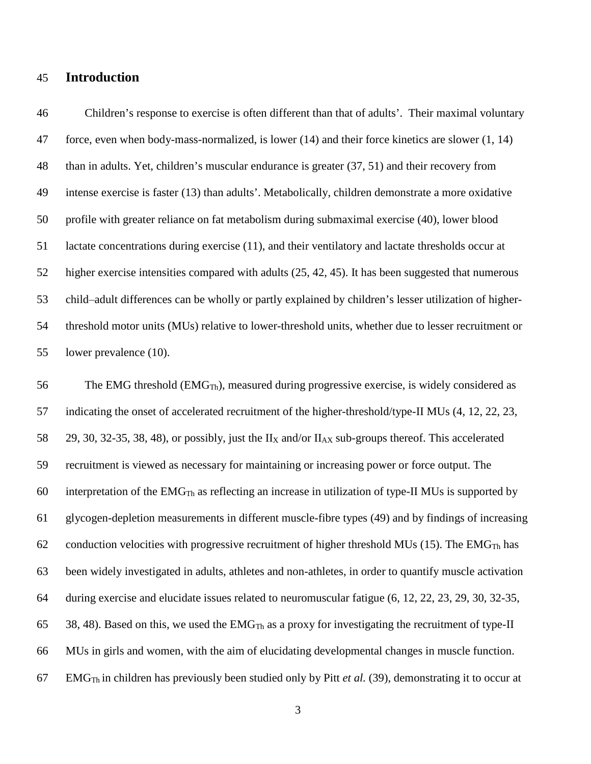## Introduction

Children's response to exercise is often different than that of adults'. Their maximal voluntary force, even when body-mass-normalized, is lower (14) and their force kinetics are slower (1, 14) than in adults. Yet, children's muscular endurance is greater (37, 51) and their recovery from intense exercise is faster (13) than adults'. Metabolically, children demonstrate a more oxidative profile with greater reliance on fat metabolism during submaximal exercise (40), lower blood lactate concentrations during exercise (11), and their ventilatory and lactate thresholds occur at higher exercise intensities compared with adults (25, 42, 45). It has been suggested that numerous child–adult differences can be wholly or partly explained by children's lesser utilization of higher-threshold motor units (MUs) relative to lower-threshold units, whether due to lesser recruitment or lower prevalence (10).

The EMG threshold ($EMG_{Th}$), measured during progressive exercise, is widely considered as indicating the onset of accelerated recruitment of the higher-threshold/type-II MUs (4, 12, 22, 23, 29, 30, 32-35, 38, 48), or possibly, just the $II_X$ and/or $II_{AX}$ sub-groups thereof. This accelerated recruitment is viewed as necessary for maintaining or increasing power or force output. The interpretation of the $EMG_{Th}$ as reflecting an increase in utilization of type-II MUs is supported by glycogen-depletion measurements in different muscle-fibre types (49) and by findings of increasing conduction velocities with progressive recruitment of higher threshold MUs (15). The $EMG_{Th}$ has been widely investigated in adults, athletes and non-athletes, in order to quantify muscle activation during exercise and elucidate issues related to neuromuscular fatigue (6, 12, 22, 23, 29, 30, 32-35, 38, 48). Based on this, we used the $EMG_{Th}$ as a proxy for investigating the recruitment of type-II MUs in girls and women, with the aim of elucidating developmental changes in muscle function. $EMG_{Th}$ in children has previously been studied only by Pitt *et al.* (39), demonstrating it to occur at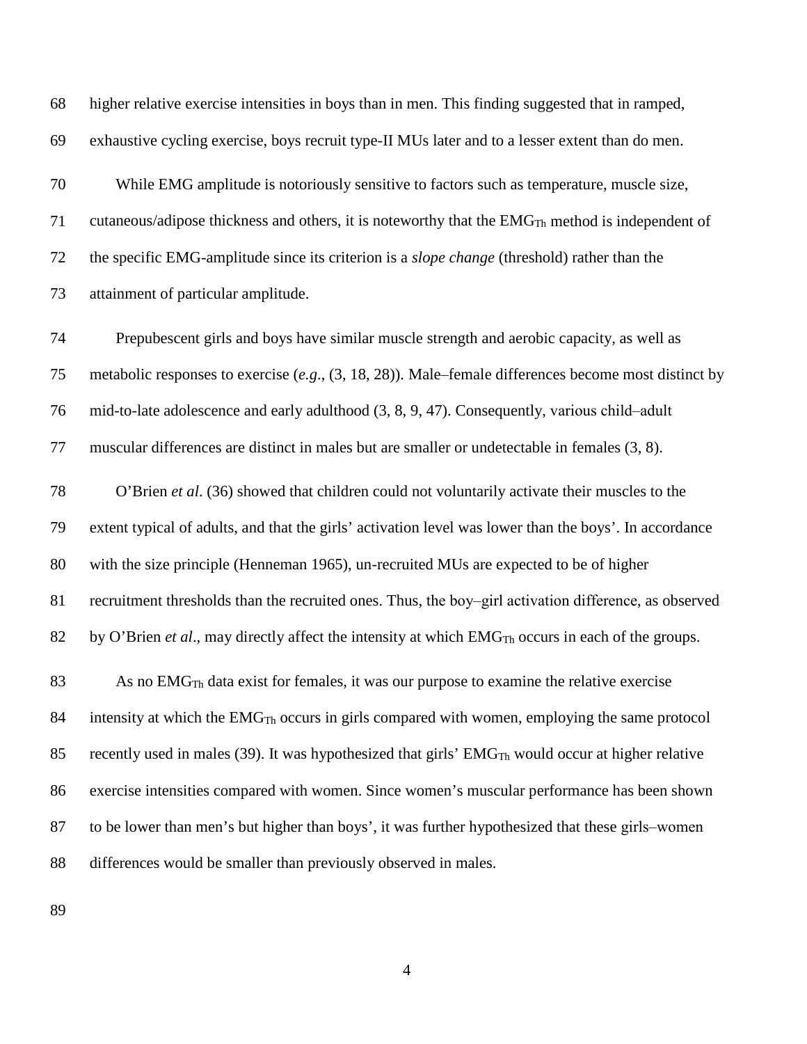higher relative exercise intensities in boys than in men. This finding suggested that in ramped, exhaustive cycling exercise, boys recruit type-II MUs later and to a lesser extent than do men.

While EMG amplitude is notoriously sensitive to factors such as temperature, muscle size, cutaneous/adipose thickness and others, it is noteworthy that the $EMG_{Th}$ method is independent of the specific EMG-amplitude since its criterion is a *slope change* (threshold) rather than the attainment of particular amplitude.

Prepubescent girls and boys have similar muscle strength and aerobic capacity, as well as metabolic responses to exercise (*e.g*., (3, 18, 28)). Male–female differences become most distinct by mid-to-late adolescence and early adulthood (3, 8, 9, 47). Consequently, various child–adult muscular differences are distinct in males but are smaller or undetectable in females (3, 8).

O'Brien *et al*. (36) showed that children could not voluntarily activate their muscles to the extent typical of adults, and that the girls' activation level was lower than the boys'. In accordance with the size principle (Henneman 1965), un-recruited MUs are expected to be of higher recruitment thresholds than the recruited ones. Thus, the boy–girl activation difference, as observed by O'Brien *et al*., may directly affect the intensity at which $EMG_{Th}$ occurs in each of the groups.

As no $EMG_{Th}$ data exist for females, it was our purpose to examine the relative exercise intensity at which the $EMG_{Th}$ occurs in girls compared with women, employing the same protocol recently used in males (39). It was hypothesized that girls' $EMG_{Th}$ would occur at higher relative exercise intensities compared with women. Since women's muscular performance has been shown to be lower than men's but higher than boys', it was further hypothesized that these girls–women differences would be smaller than previously observed in males.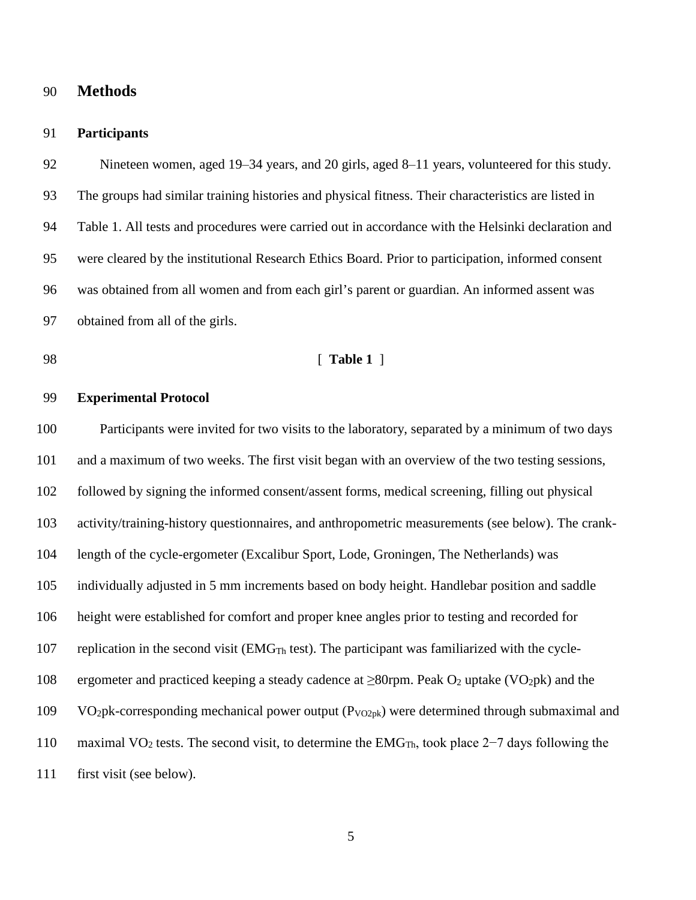# Methods

## Participants

Nineteen women, aged 19–34 years, and 20 girls, aged 8–11 years, volunteered for this study. The groups had similar training histories and physical fitness. Their characteristics are listed in Table 1. All tests and procedures were carried out in accordance with the Helsinki declaration and were cleared by the institutional Research Ethics Board. Prior to participation, informed consent was obtained from all women and from each girl's parent or guardian. An informed assent was obtained from all of the girls.

[ **Table 1** ]

## Experimental Protocol

Participants were invited for two visits to the laboratory, separated by a minimum of two days and a maximum of two weeks. The first visit began with an overview of the two testing sessions, followed by signing the informed consent/assent forms, medical screening, filling out physical activity/training-history questionnaires, and anthropometric measurements (see below). The crank-length of the cycle-ergometer (Excalibur Sport, Lode, Groningen, The Netherlands) was individually adjusted in 5 mm increments based on body height. Handlebar position and saddle height were established for comfort and proper knee angles prior to testing and recorded for replication in the second visit ($EMG_{Th}$ test). The participant was familiarized with the cycle-ergometer and practiced keeping a steady cadence at ≥80rpm. Peak $O_2$ uptake ($VO_2pk$) and the $VO_2pk$-corresponding mechanical power output ($P_{VO2pk}$) were determined through submaximal and maximal $VO_2$ tests. The second visit, to determine the $EMG_{Th}$, took place 2−7 days following the first visit (see below).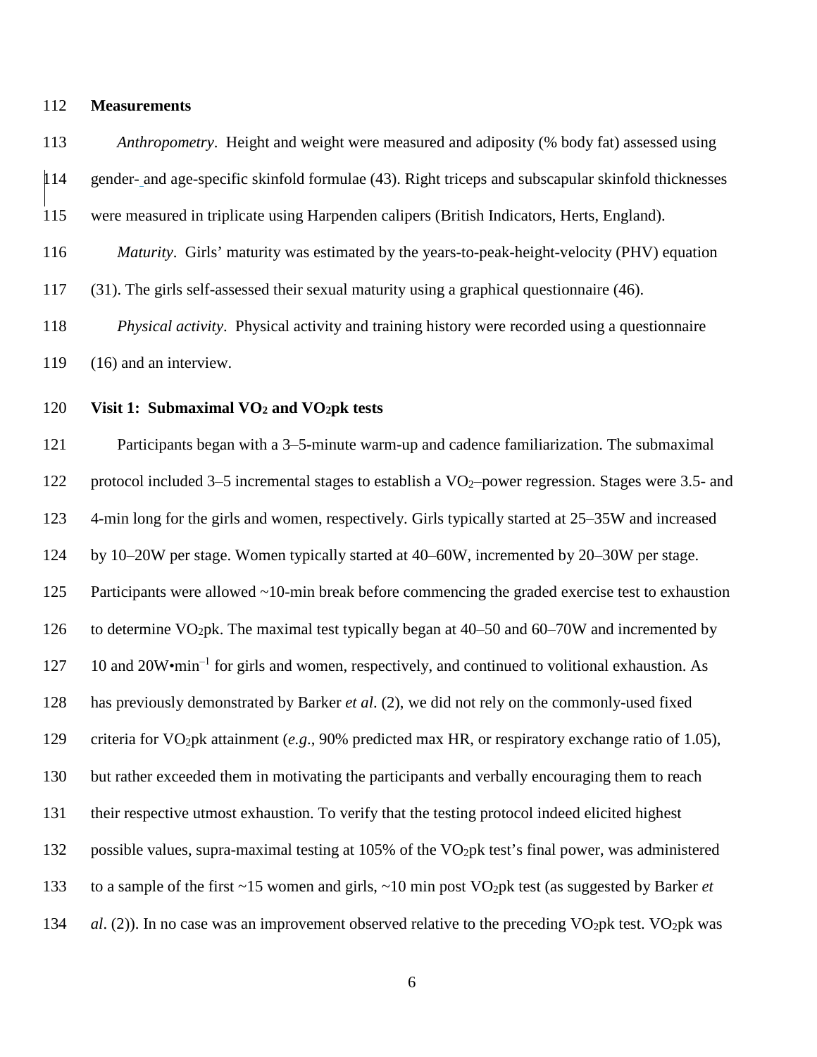## Measurements

*Anthropometry*. Height and weight were measured and adiposity (% body fat) assessed using gender- and age-specific skinfold formulae (43). Right triceps and subscapular skinfold thicknesses were measured in triplicate using Harpenden calipers (British Indicators, Herts, England).

*Maturity*. Girls' maturity was estimated by the years-to-peak-height-velocity (PHV) equation (31). The girls self-assessed their sexual maturity using a graphical questionnaire (46).

*Physical activity*. Physical activity and training history were recorded using a questionnaire (16) and an interview.

## Visit 1: Submaximal $VO_2$ and $VO_2$pk tests

Participants began with a 3–5-minute warm-up and cadence familiarization. The submaximal protocol included 3–5 incremental stages to establish a $VO_2$–power regression. Stages were 3.5- and 4-min long for the girls and women, respectively. Girls typically started at 25–35W and increased by 10–20W per stage. Women typically started at 40–60W, incremented by 20–30W per stage. Participants were allowed ~10-min break before commencing the graded exercise test to exhaustion to determine $VO_2$pk. The maximal test typically began at 40–50 and 60–70W and incremented by 10 and 20W•min$^{-1}$ for girls and women, respectively, and continued to volitional exhaustion. As has previously demonstrated by Barker *et al*. (2), we did not rely on the commonly-used fixed criteria for $VO_2$pk attainment (*e.g*., 90% predicted max HR, or respiratory exchange ratio of 1.05), but rather exceeded them in motivating the participants and verbally encouraging them to reach their respective utmost exhaustion. To verify that the testing protocol indeed elicited highest possible values, supra-maximal testing at 105% of the $VO_2$pk test's final power, was administered to a sample of the first ~15 women and girls, ~10 min post $VO_2$pk test (as suggested by Barker *et al*. (2)). In no case was an improvement observed relative to the preceding $VO_2$pk test. $VO_2$pk was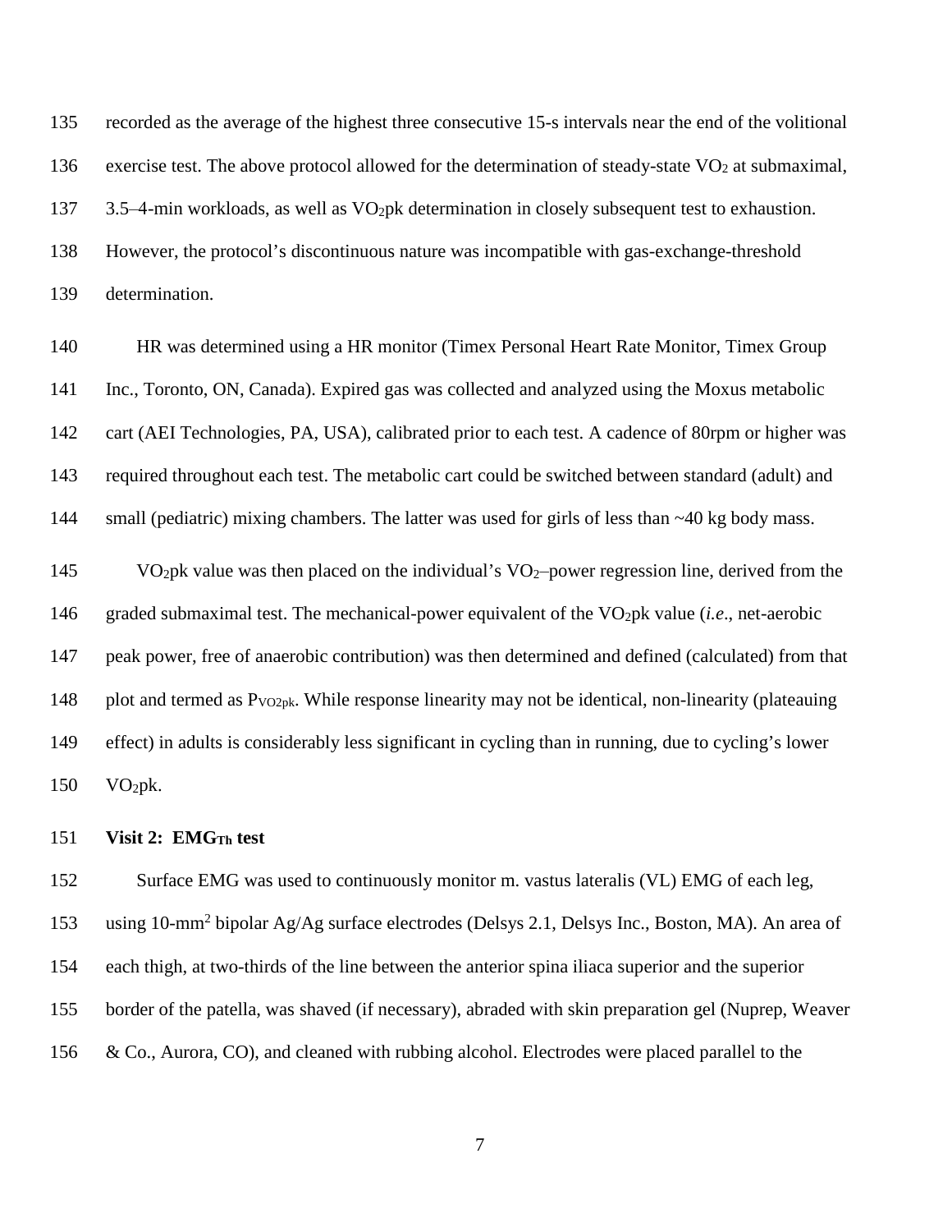recorded as the average of the highest three consecutive 15-s intervals near the end of the volitional exercise test. The above protocol allowed for the determination of steady-state $VO_2$ at submaximal, 3.5–4-min workloads, as well as $VO_2$pk determination in closely subsequent test to exhaustion. However, the protocol's discontinuous nature was incompatible with gas-exchange-threshold determination.

HR was determined using a HR monitor (Timex Personal Heart Rate Monitor, Timex Group Inc., Toronto, ON, Canada). Expired gas was collected and analyzed using the Moxus metabolic cart (AEI Technologies, PA, USA), calibrated prior to each test. A cadence of 80rpm or higher was required throughout each test. The metabolic cart could be switched between standard (adult) and small (pediatric) mixing chambers. The latter was used for girls of less than ~40 kg body mass.

$VO_2$pk value was then placed on the individual's $VO_2$–power regression line, derived from the graded submaximal test. The mechanical-power equivalent of the $VO_2$pk value (*i.e*., net-aerobic peak power, free of anaerobic contribution) was then determined and defined (calculated) from that plot and termed as $P_{VO2pk}$. While response linearity may not be identical, non-linearity (plateauing effect) in adults is considerably less significant in cycling than in running, due to cycling's lower $VO_2$pk.

**Visit 2: $EMG_{Th}$ test**

Surface EMG was used to continuously monitor m. vastus lateralis (VL) EMG of each leg, using 10-mm$^2$ bipolar Ag/Ag surface electrodes (Delsys 2.1, Delsys Inc., Boston, MA). An area of each thigh, at two-thirds of the line between the anterior spina iliaca superior and the superior border of the patella, was shaved (if necessary), abraded with skin preparation gel (Nuprep, Weaver & Co., Aurora, CO), and cleaned with rubbing alcohol. Electrodes were placed parallel to the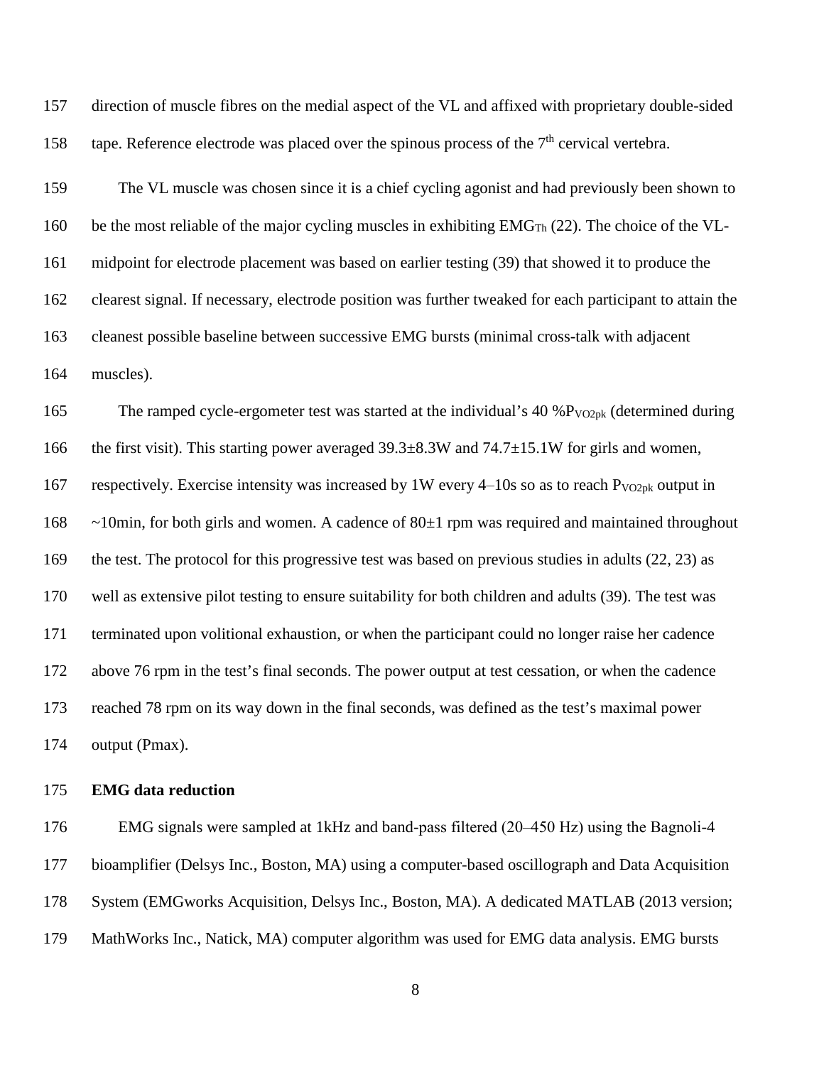direction of muscle fibres on the medial aspect of the VL and affixed with proprietary double-sided tape. Reference electrode was placed over the spinous process of the 7th cervical vertebra.

The VL muscle was chosen since it is a chief cycling agonist and had previously been shown to be the most reliable of the major cycling muscles in exhibiting $EMG_{Th}$ (22). The choice of the VL-midpoint for electrode placement was based on earlier testing (39) that showed it to produce the clearest signal. If necessary, electrode position was further tweaked for each participant to attain the cleanest possible baseline between successive EMG bursts (minimal cross-talk with adjacent muscles).

The ramped cycle-ergometer test was started at the individual's 40 $\%P_{VO2pk}$ (determined during the first visit). This starting power averaged 39.3±8.3W and 74.7±15.1W for girls and women, respectively. Exercise intensity was increased by 1W every 4–10s so as to reach $P_{VO2pk}$ output in ~10min, for both girls and women. A cadence of 80±1 rpm was required and maintained throughout the test. The protocol for this progressive test was based on previous studies in adults (22, 23) as well as extensive pilot testing to ensure suitability for both children and adults (39). The test was terminated upon volitional exhaustion, or when the participant could no longer raise her cadence above 76 rpm in the test's final seconds. The power output at test cessation, or when the cadence reached 78 rpm on its way down in the final seconds, was defined as the test's maximal power output (Pmax).

**EMG data reduction**

EMG signals were sampled at 1kHz and band-pass filtered (20–450 Hz) using the Bagnoli-4 bioamplifier (Delsys Inc., Boston, MA) using a computer-based oscillograph and Data Acquisition System (EMGworks Acquisition, Delsys Inc., Boston, MA). A dedicated MATLAB (2013 version; MathWorks Inc., Natick, MA) computer algorithm was used for EMG data analysis. EMG bursts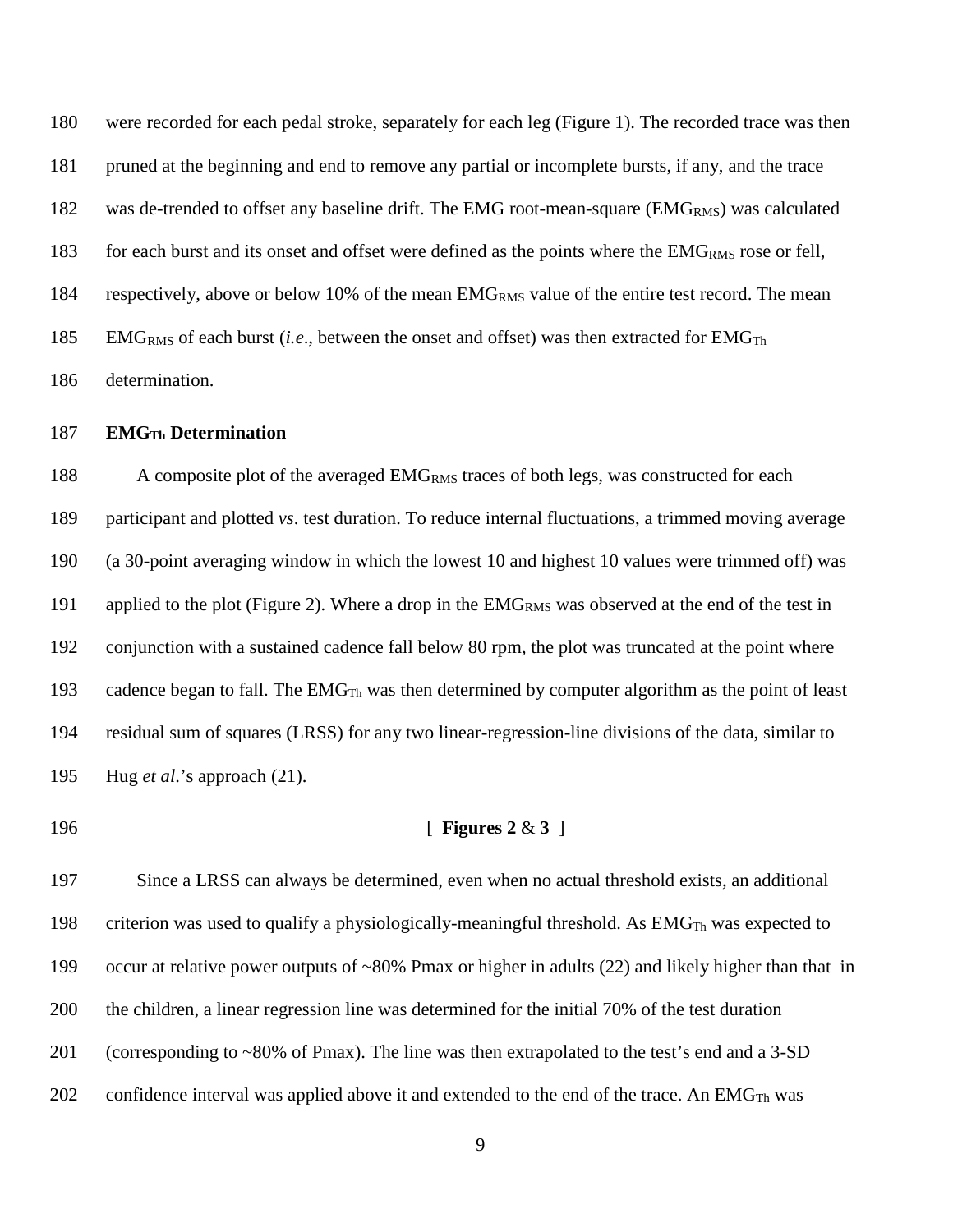were recorded for each pedal stroke, separately for each leg (Figure 1). The recorded trace was then pruned at the beginning and end to remove any partial or incomplete bursts, if any, and the trace was de-trended to offset any baseline drift. The EMG root-mean-square ($EMG_{RMS}$) was calculated for each burst and its onset and offset were defined as the points where the $EMG_{RMS}$ rose or fell, respectively, above or below 10% of the mean $EMG_{RMS}$ value of the entire test record. The mean $EMG_{RMS}$ of each burst (*i.e*., between the onset and offset) was then extracted for $EMG_{Th}$ determination.

**$EMG_{Th}$ Determination**

A composite plot of the averaged $EMG_{RMS}$ traces of both legs, was constructed for each participant and plotted *vs*. test duration. To reduce internal fluctuations, a trimmed moving average (a 30-point averaging window in which the lowest 10 and highest 10 values were trimmed off) was applied to the plot (Figure 2). Where a drop in the $EMG_{RMS}$ was observed at the end of the test in conjunction with a sustained cadence fall below 80 rpm, the plot was truncated at the point where cadence began to fall. The $EMG_{Th}$ was then determined by computer algorithm as the point of least residual sum of squares (LRSS) for any two linear-regression-line divisions of the data, similar to Hug *et al*.'s approach (21).

[ **Figures 2** & **3** ]

Since a LRSS can always be determined, even when no actual threshold exists, an additional criterion was used to qualify a physiologically-meaningful threshold. As $EMG_{Th}$ was expected to occur at relative power outputs of ~80% Pmax or higher in adults (22) and likely higher than that in the children, a linear regression line was determined for the initial 70% of the test duration (corresponding to ~80% of Pmax). The line was then extrapolated to the test's end and a 3-SD confidence interval was applied above it and extended to the end of the trace. An $EMG_{Th}$ was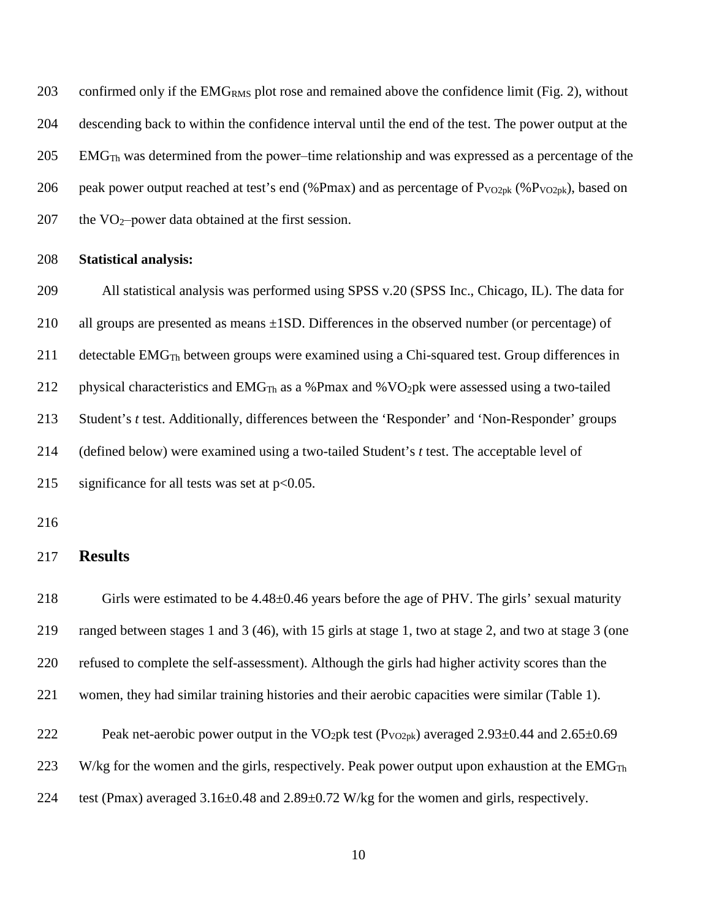confirmed only if the $EMG_{RMS}$ plot rose and remained above the confidence limit (Fig. 2), without descending back to within the confidence interval until the end of the test. The power output at the $EMG_{Th}$ was determined from the power–time relationship and was expressed as a percentage of the peak power output reached at test's end (%Pmax) and as percentage of $P_{VO2pk}$ (%$P_{VO2pk}$), based on the $VO_2$–power data obtained at the first session.

**Statistical analysis:**

All statistical analysis was performed using SPSS v.20 (SPSS Inc., Chicago, IL). The data for all groups are presented as means ±1SD. Differences in the observed number (or percentage) of detectable $EMG_{Th}$ between groups were examined using a Chi-squared test. Group differences in physical characteristics and $EMG_{Th}$ as a %Pmax and %$VO_2$pk were assessed using a two-tailed Student's *t* test. Additionally, differences between the 'Responder' and 'Non-Responder' groups (defined below) were examined using a two-tailed Student's *t* test. The acceptable level of significance for all tests was set at $p<0.05$.

## Results

Girls were estimated to be 4.48±0.46 years before the age of PHV. The girls' sexual maturity ranged between stages 1 and 3 (46), with 15 girls at stage 1, two at stage 2, and two at stage 3 (one refused to complete the self-assessment). Although the girls had higher activity scores than the women, they had similar training histories and their aerobic capacities were similar (Table 1).

Peak net-aerobic power output in the $VO_2$pk test ($P_{VO2pk}$) averaged 2.93±0.44 and 2.65±0.69 W/kg for the women and the girls, respectively. Peak power output upon exhaustion at the $EMG_{Th}$ test (Pmax) averaged 3.16±0.48 and 2.89±0.72 W/kg for the women and girls, respectively.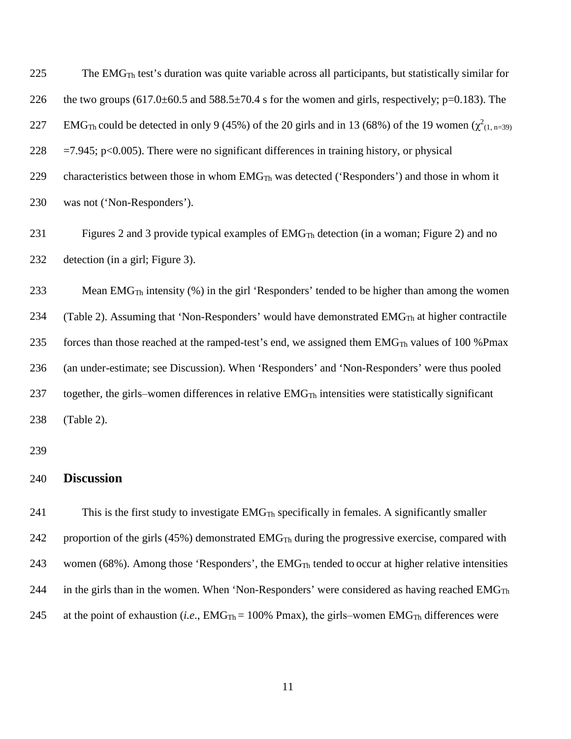The $EMG_{Th}$ test's duration was quite variable across all participants, but statistically similar for the two groups (617.0±60.5 and 588.5±70.4 s for the women and girls, respectively; p=0.183). The $EMG_{Th}$ could be detected in only 9 (45%) of the 20 girls and in 13 (68%) of the 19 women ($\chi^2_{(1, n=39)}$ =7.945; p<0.005). There were no significant differences in training history, or physical characteristics between those in whom $EMG_{Th}$ was detected ('Responders') and those in whom it was not ('Non-Responders').

Figures 2 and 3 provide typical examples of $EMG_{Th}$ detection (in a woman; Figure 2) and no detection (in a girl; Figure 3).

Mean $EMG_{Th}$ intensity (%) in the girl 'Responders' tended to be higher than among the women (Table 2). Assuming that 'Non-Responders' would have demonstrated $EMG_{Th}$ at higher contractile forces than those reached at the ramped-test's end, we assigned them $EMG_{Th}$ values of 100 %Pmax (an under-estimate; see Discussion). When 'Responders' and 'Non-Responders' were thus pooled together, the girls–women differences in relative $EMG_{Th}$ intensities were statistically significant (Table 2).

## Discussion

This is the first study to investigate $EMG_{Th}$ specifically in females. A significantly smaller proportion of the girls (45%) demonstrated $EMG_{Th}$ during the progressive exercise, compared with women (68%). Among those 'Responders', the $EMG_{Th}$ tended to occur at higher relative intensities in the girls than in the women. When 'Non-Responders' were considered as having reached $EMG_{Th}$ at the point of exhaustion (*i.e*., $EMG_{Th}$ = 100% Pmax), the girls–women $EMG_{Th}$ differences were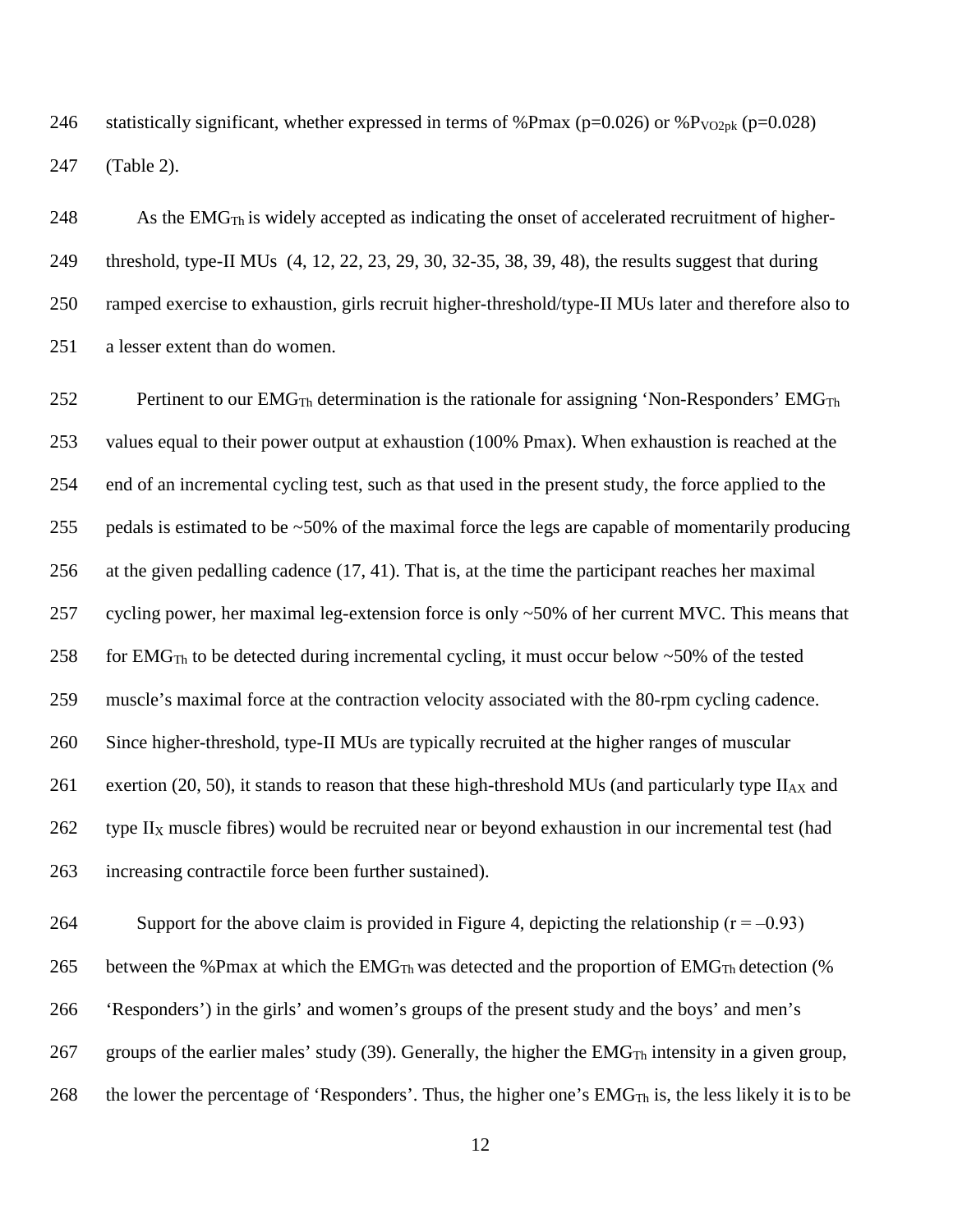statistically significant, whether expressed in terms of %Pmax ($p=0.026$) or %$P_{VO2pk}$ ($p=0.028$) (Table 2).

As the $EMG_{Th}$ is widely accepted as indicating the onset of accelerated recruitment of higher-threshold, type-II MUs (4, 12, 22, 23, 29, 30, 32-35, 38, 39, 48), the results suggest that during ramped exercise to exhaustion, girls recruit higher-threshold/type-II MUs later and therefore also to a lesser extent than do women.

Pertinent to our $EMG_{Th}$ determination is the rationale for assigning 'Non-Responders' $EMG_{Th}$ values equal to their power output at exhaustion (100% Pmax). When exhaustion is reached at the end of an incremental cycling test, such as that used in the present study, the force applied to the pedals is estimated to be ~50% of the maximal force the legs are capable of momentarily producing at the given pedalling cadence (17, 41). That is, at the time the participant reaches her maximal cycling power, her maximal leg-extension force is only ~50% of her current MVC. This means that for $EMG_{Th}$ to be detected during incremental cycling, it must occur below ~50% of the tested muscle's maximal force at the contraction velocity associated with the 80-rpm cycling cadence. Since higher-threshold, type-II MUs are typically recruited at the higher ranges of muscular exertion (20, 50), it stands to reason that these high-threshold MUs (and particularly type $II_{AX}$ and type $II_X$ muscle fibres) would be recruited near or beyond exhaustion in our incremental test (had increasing contractile force been further sustained).

Support for the above claim is provided in Figure 4, depicting the relationship ($r = -0.93$) between the %Pmax at which the $EMG_{Th}$ was detected and the proportion of $EMG_{Th}$ detection (% 'Responders') in the girls' and women's groups of the present study and the boys' and men's groups of the earlier males' study (39). Generally, the higher the $EMG_{Th}$ intensity in a given group, the lower the percentage of 'Responders'. Thus, the higher one's $EMG_{Th}$ is, the less likely it is to be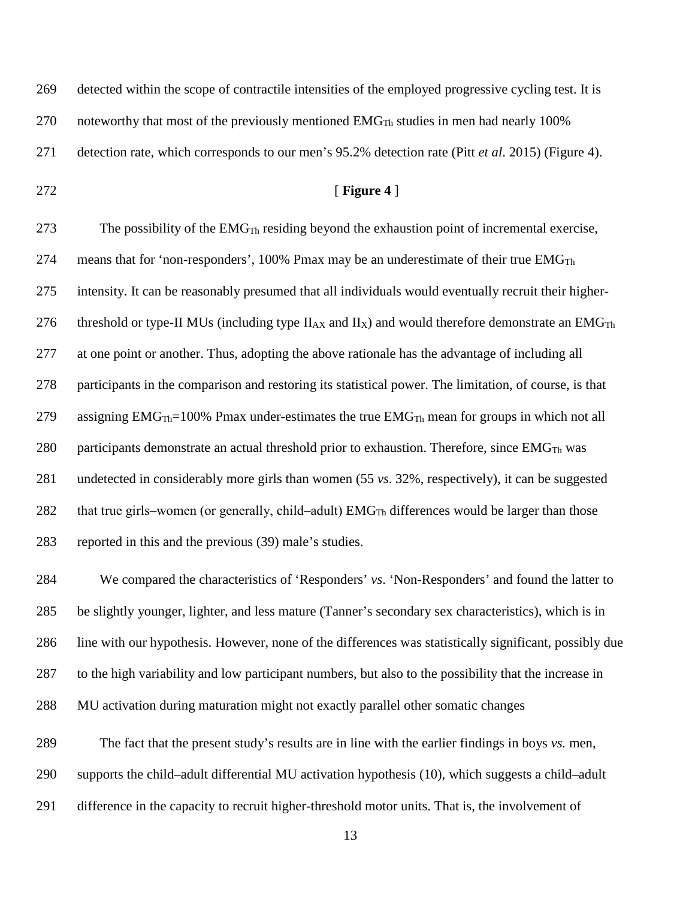detected within the scope of contractile intensities of the employed progressive cycling test. It is noteworthy that most of the previously mentioned $EMG_{Th}$ studies in men had nearly 100% detection rate, which corresponds to our men's 95.2% detection rate (Pitt *et al*. 2015) (Figure 4).

[ **Figure 4** ]

The possibility of the $EMG_{Th}$ residing beyond the exhaustion point of incremental exercise, means that for 'non-responders', 100% Pmax may be an underestimate of their true $EMG_{Th}$ intensity. It can be reasonably presumed that all individuals would eventually recruit their higher-threshold or type-II MUs (including type $II_{AX}$ and $II_X$) and would therefore demonstrate an $EMG_{Th}$ at one point or another. Thus, adopting the above rationale has the advantage of including all participants in the comparison and restoring its statistical power. The limitation, of course, is that assigning $EMG_{Th}$=100% Pmax under-estimates the true $EMG_{Th}$ mean for groups in which not all participants demonstrate an actual threshold prior to exhaustion. Therefore, since $EMG_{Th}$ was undetected in considerably more girls than women (55 *vs*. 32%, respectively), it can be suggested that true girls–women (or generally, child–adult) $EMG_{Th}$ differences would be larger than those reported in this and the previous (39) male's studies.

We compared the characteristics of 'Responders' *vs*. 'Non-Responders' and found the latter to be slightly younger, lighter, and less mature (Tanner's secondary sex characteristics), which is in line with our hypothesis. However, none of the differences was statistically significant, possibly due to the high variability and low participant numbers, but also to the possibility that the increase in MU activation during maturation might not exactly parallel other somatic changes

The fact that the present study's results are in line with the earlier findings in boys *vs.* men, supports the child–adult differential MU activation hypothesis (10), which suggests a child–adult difference in the capacity to recruit higher-threshold motor units. That is, the involvement of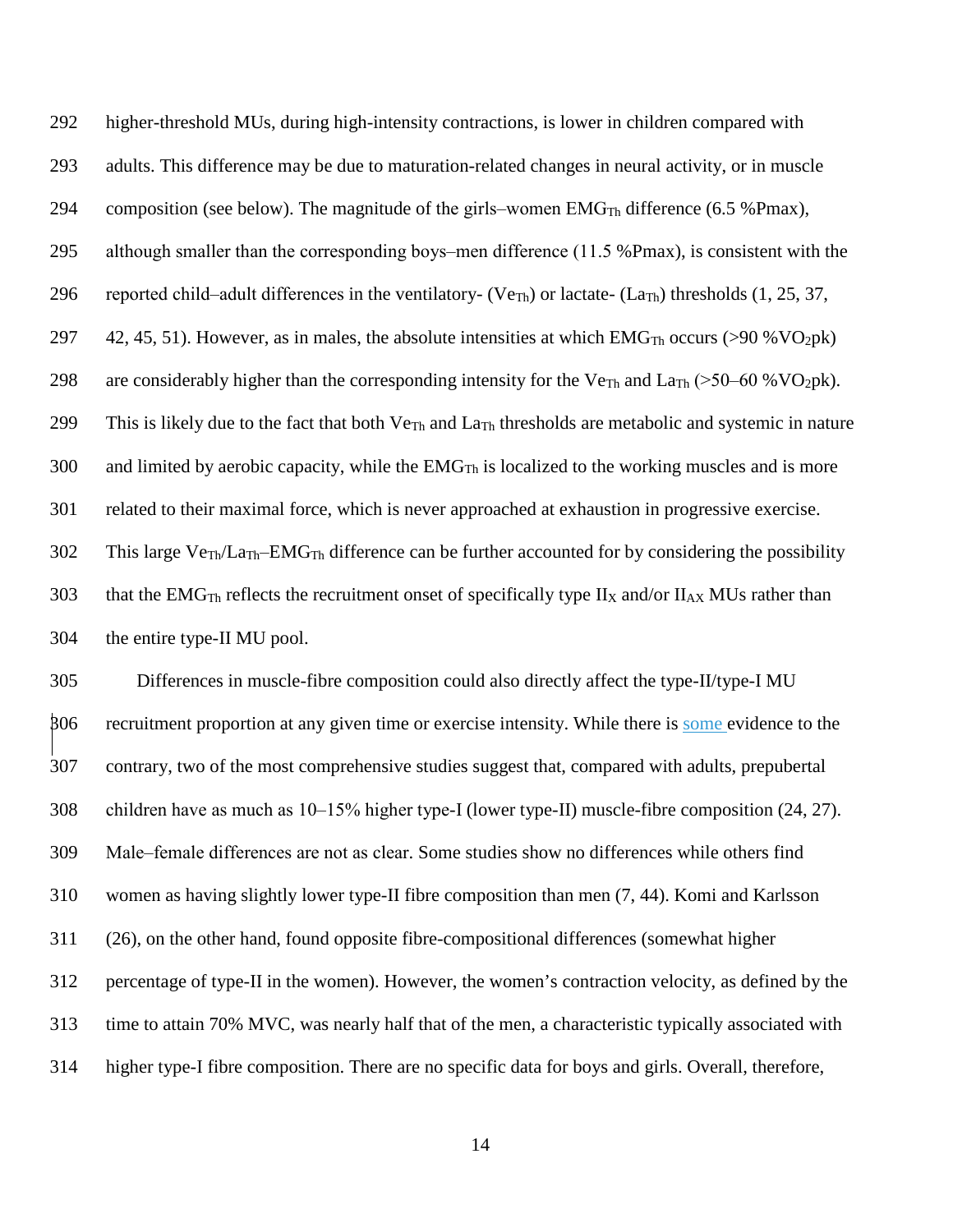higher-threshold MUs, during high-intensity contractions, is lower in children compared with adults. This difference may be due to maturation-related changes in neural activity, or in muscle composition (see below). The magnitude of the girls–women $EMG_{Th}$ difference (6.5 %Pmax), although smaller than the corresponding boys–men difference (11.5 %Pmax), is consistent with the reported child–adult differences in the ventilatory- ($Ve_{Th}$) or lactate- ($La_{Th}$) thresholds (1, 25, 37, 42, 45, 51). However, as in males, the absolute intensities at which $EMG_{Th}$ occurs (>90 %$VO_2$pk) are considerably higher than the corresponding intensity for the $Ve_{Th}$ and $La_{Th}$ (>50–60 %$VO_2$pk). This is likely due to the fact that both $Ve_{Th}$ and $La_{Th}$ thresholds are metabolic and systemic in nature and limited by aerobic capacity, while the $EMG_{Th}$ is localized to the working muscles and is more related to their maximal force, which is never approached at exhaustion in progressive exercise. This large $Ve_{Th}$/$La_{Th}$–$EMG_{Th}$ difference can be further accounted for by considering the possibility that the $EMG_{Th}$ reflects the recruitment onset of specifically type $II_X$ and/or $II_{AX}$ MUs rather than the entire type-II MU pool.

Differences in muscle-fibre composition could also directly affect the type-II/type-I MU recruitment proportion at any given time or exercise intensity. While there is some evidence to the contrary, two of the most comprehensive studies suggest that, compared with adults, prepubertal children have as much as 10–15% higher type-I (lower type-II) muscle-fibre composition (24, 27). Male–female differences are not as clear. Some studies show no differences while others find women as having slightly lower type-II fibre composition than men (7, 44). Komi and Karlsson (26), on the other hand, found opposite fibre-compositional differences (somewhat higher percentage of type-II in the women). However, the women's contraction velocity, as defined by the time to attain 70% MVC, was nearly half that of the men, a characteristic typically associated with higher type-I fibre composition. There are no specific data for boys and girls. Overall, therefore,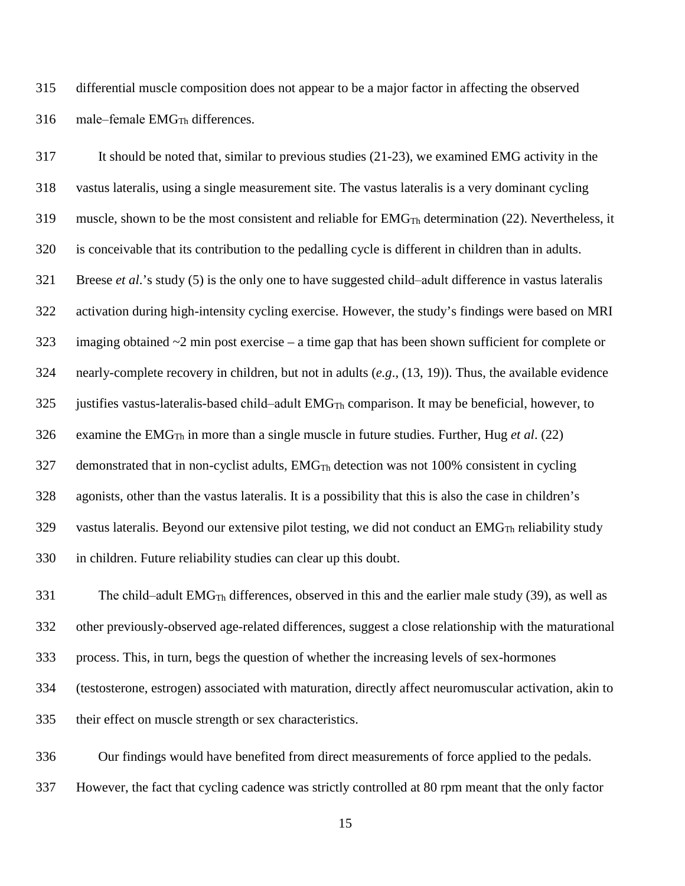differential muscle composition does not appear to be a major factor in affecting the observed male–female $EMG_{Th}$ differences.

It should be noted that, similar to previous studies (21-23), we examined EMG activity in the vastus lateralis, using a single measurement site. The vastus lateralis is a very dominant cycling muscle, shown to be the most consistent and reliable for $EMG_{Th}$ determination (22). Nevertheless, it is conceivable that its contribution to the pedalling cycle is different in children than in adults. Breese *et al*.'s study (5) is the only one to have suggested child–adult difference in vastus lateralis activation during high-intensity cycling exercise. However, the study's findings were based on MRI imaging obtained ~2 min post exercise – a time gap that has been shown sufficient for complete or nearly-complete recovery in children, but not in adults (*e.g*., (13, 19)). Thus, the available evidence justifies vastus-lateralis-based child–adult $EMG_{Th}$ comparison. It may be beneficial, however, to examine the $EMG_{Th}$ in more than a single muscle in future studies. Further, Hug *et al*. (22) demonstrated that in non-cyclist adults, $EMG_{Th}$ detection was not 100% consistent in cycling agonists, other than the vastus lateralis. It is a possibility that this is also the case in children's vastus lateralis. Beyond our extensive pilot testing, we did not conduct an $EMG_{Th}$ reliability study in children. Future reliability studies can clear up this doubt.

The child–adult $EMG_{Th}$ differences, observed in this and the earlier male study (39), as well as other previously-observed age-related differences, suggest a close relationship with the maturational process. This, in turn, begs the question of whether the increasing levels of sex-hormones (testosterone, estrogen) associated with maturation, directly affect neuromuscular activation, akin to their effect on muscle strength or sex characteristics.

Our findings would have benefited from direct measurements of force applied to the pedals. However, the fact that cycling cadence was strictly controlled at 80 rpm meant that the only factor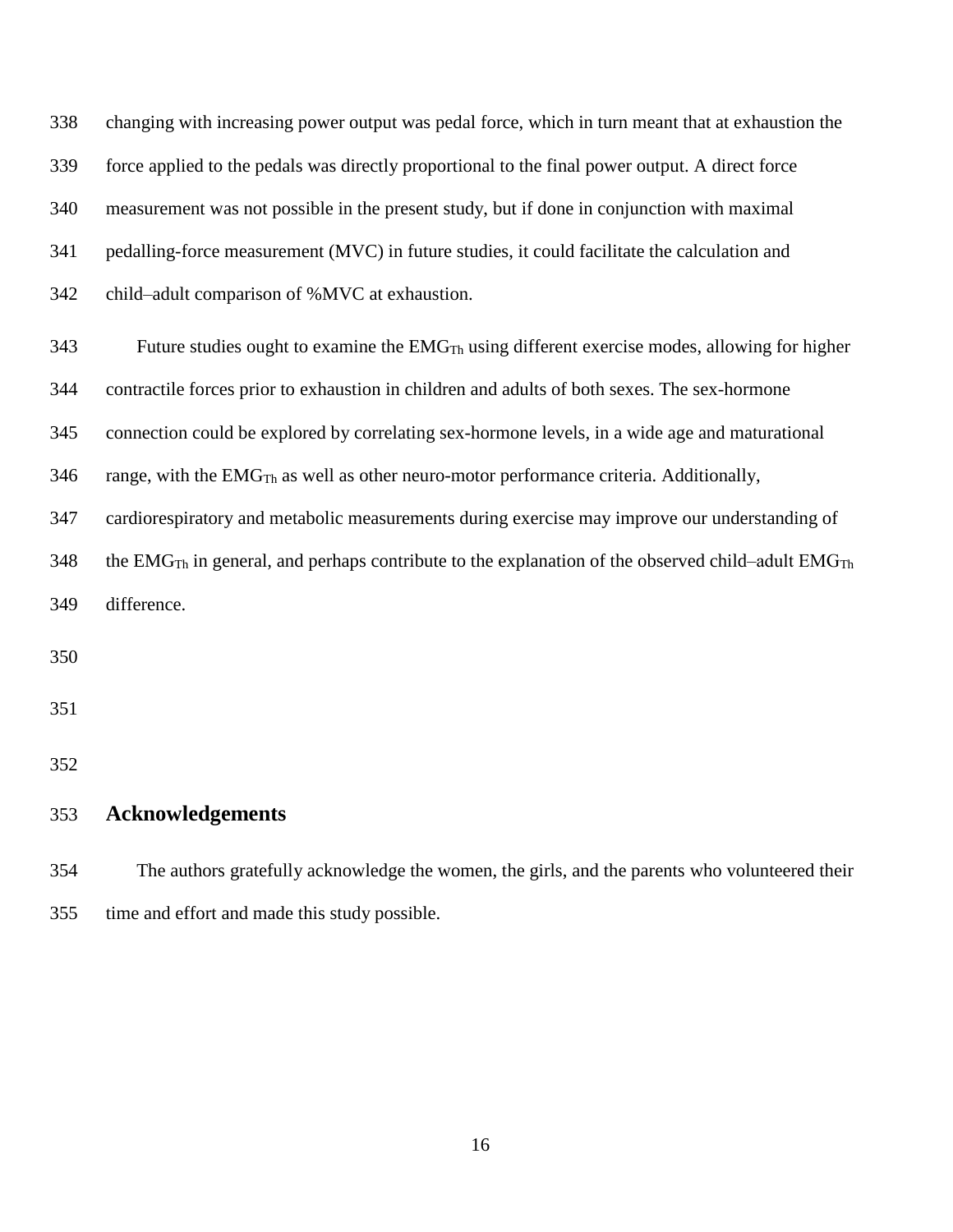changing with increasing power output was pedal force, which in turn meant that at exhaustion the force applied to the pedals was directly proportional to the final power output. A direct force measurement was not possible in the present study, but if done in conjunction with maximal pedalling-force measurement (MVC) in future studies, it could facilitate the calculation and child–adult comparison of %MVC at exhaustion.

Future studies ought to examine the $EMG_{Th}$ using different exercise modes, allowing for higher contractile forces prior to exhaustion in children and adults of both sexes. The sex-hormone connection could be explored by correlating sex-hormone levels, in a wide age and maturational range, with the $EMG_{Th}$ as well as other neuro-motor performance criteria. Additionally, cardiorespiratory and metabolic measurements during exercise may improve our understanding of the $EMG_{Th}$ in general, and perhaps contribute to the explanation of the observed child–adult $EMG_{Th}$ difference.

## Acknowledgements

The authors gratefully acknowledge the women, the girls, and the parents who volunteered their time and effort and made this study possible.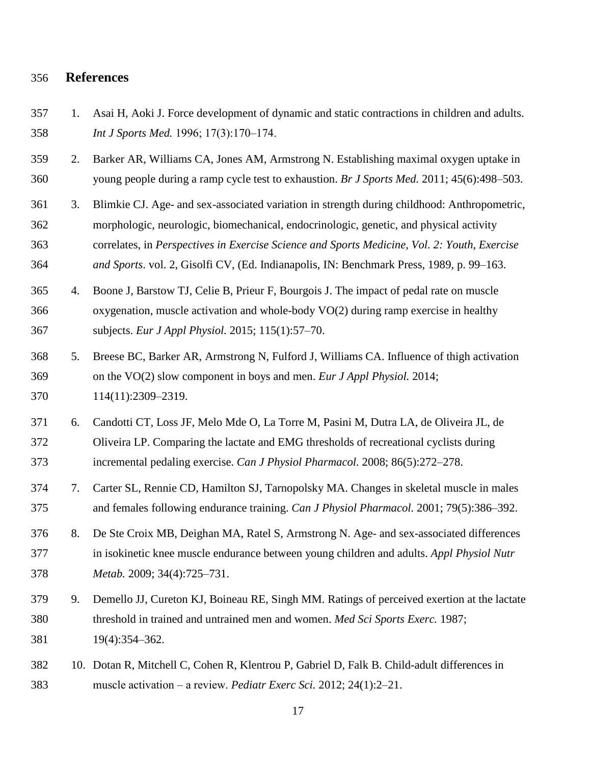## References

1. Asai H, Aoki J. Force development of dynamic and static contractions in children and adults. *Int J Sports Med.* 1996; 17(3):170–174.
2. Barker AR, Williams CA, Jones AM, Armstrong N. Establishing maximal oxygen uptake in young people during a ramp cycle test to exhaustion. *Br J Sports Med.* 2011; 45(6):498–503.
3. Blimkie CJ. Age- and sex-associated variation in strength during childhood: Anthropometric, morphologic, neurologic, biomechanical, endocrinologic, genetic, and physical activity correlates, in *Perspectives in Exercise Science and Sports Medicine, Vol. 2: Youth, Exercise and Sports*. vol. 2, Gisolfi CV, (Ed. Indianapolis, IN: Benchmark Press, 1989, p. 99–163.
4. Boone J, Barstow TJ, Celie B, Prieur F, Bourgois J. The impact of pedal rate on muscle oxygenation, muscle activation and whole-body VO(2) during ramp exercise in healthy subjects. *Eur J Appl Physiol.* 2015; 115(1):57–70.
5. Breese BC, Barker AR, Armstrong N, Fulford J, Williams CA. Influence of thigh activation on the VO(2) slow component in boys and men. *Eur J Appl Physiol.* 2014; 114(11):2309–2319.
6. Candotti CT, Loss JF, Melo Mde O, La Torre M, Pasini M, Dutra LA, de Oliveira JL, de Oliveira LP. Comparing the lactate and EMG thresholds of recreational cyclists during incremental pedaling exercise. *Can J Physiol Pharmacol.* 2008; 86(5):272–278.
7. Carter SL, Rennie CD, Hamilton SJ, Tarnopolsky MA. Changes in skeletal muscle in males and females following endurance training. *Can J Physiol Pharmacol.* 2001; 79(5):386–392.
8. De Ste Croix MB, Deighan MA, Ratel S, Armstrong N. Age- and sex-associated differences in isokinetic knee muscle endurance between young children and adults. *Appl Physiol Nutr Metab.* 2009; 34(4):725–731.
9. Demello JJ, Cureton KJ, Boineau RE, Singh MM. Ratings of perceived exertion at the lactate threshold in trained and untrained men and women. *Med Sci Sports Exerc.* 1987; 19(4):354–362.
10. Dotan R, Mitchell C, Cohen R, Klentrou P, Gabriel D, Falk B. Child-adult differences in muscle activation – a review. *Pediatr Exerc Sci.* 2012; 24(1):2–21.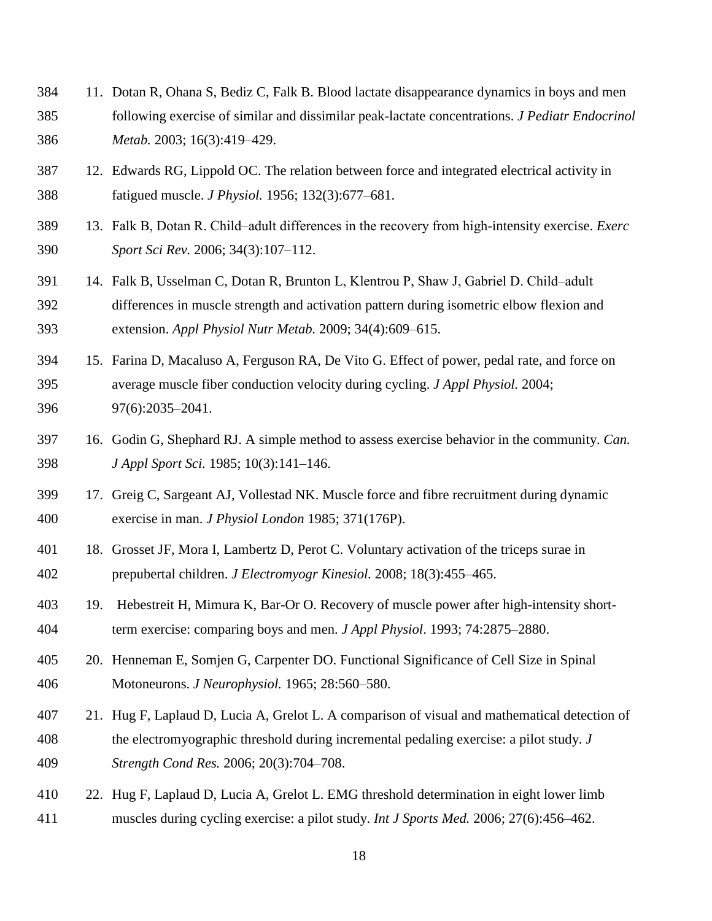11. Dotan R, Ohana S, Bediz C, Falk B. Blood lactate disappearance dynamics in boys and men following exercise of similar and dissimilar peak-lactate concentrations. *J Pediatr Endocrinol Metab.* 2003; 16(3):419–429.
12. Edwards RG, Lippold OC. The relation between force and integrated electrical activity in fatigued muscle. *J Physiol.* 1956; 132(3):677–681.
13. Falk B, Dotan R. Child–adult differences in the recovery from high-intensity exercise. *Exerc Sport Sci Rev.* 2006; 34(3):107–112.
14. Falk B, Usselman C, Dotan R, Brunton L, Klentrou P, Shaw J, Gabriel D. Child–adult differences in muscle strength and activation pattern during isometric elbow flexion and extension. *Appl Physiol Nutr Metab.* 2009; 34(4):609–615.
15. Farina D, Macaluso A, Ferguson RA, De Vito G. Effect of power, pedal rate, and force on average muscle fiber conduction velocity during cycling. *J Appl Physiol.* 2004; 97(6):2035–2041.
16. Godin G, Shephard RJ. A simple method to assess exercise behavior in the community. *Can. J Appl Sport Sci.* 1985; 10(3):141–146.
17. Greig C, Sargeant AJ, Vollestad NK. Muscle force and fibre recruitment during dynamic exercise in man. *J Physiol London* 1985; 371(176P).
18. Grosset JF, Mora I, Lambertz D, Perot C. Voluntary activation of the triceps surae in prepubertal children. *J Electromyogr Kinesiol.* 2008; 18(3):455–465.
19. Hebestreit H, Mimura K, Bar-Or O. Recovery of muscle power after high-intensity short-term exercise: comparing boys and men. *J Appl Physiol*. 1993; 74:2875–2880.
20. Henneman E, Somjen G, Carpenter DO. Functional Significance of Cell Size in Spinal Motoneurons. *J Neurophysiol.* 1965; 28:560–580.
21. Hug F, Laplaud D, Lucia A, Grelot L. A comparison of visual and mathematical detection of the electromyographic threshold during incremental pedaling exercise: a pilot study. *J Strength Cond Res.* 2006; 20(3):704–708.
22. Hug F, Laplaud D, Lucia A, Grelot L. EMG threshold determination in eight lower limb muscles during cycling exercise: a pilot study. *Int J Sports Med.* 2006; 27(6):456–462.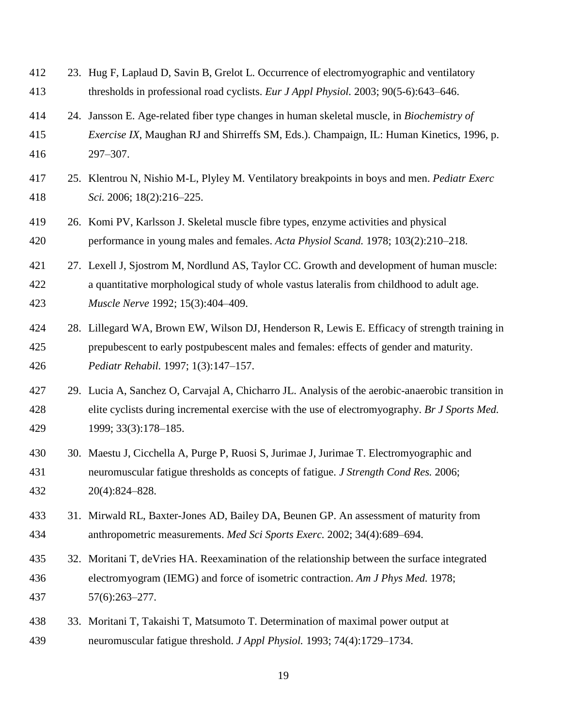23. Hug F, Laplaud D, Savin B, Grelot L. Occurrence of electromyographic and ventilatory thresholds in professional road cyclists. *Eur J Appl Physiol.* 2003; 90(5-6):643–646.
24. Jansson E. Age-related fiber type changes in human skeletal muscle, in *Biochemistry of Exercise IX*, Maughan RJ and Shirreffs SM, Eds.). Champaign, IL: Human Kinetics, 1996, p. 297–307.
25. Klentrou N, Nishio M-L, Plyley M. Ventilatory breakpoints in boys and men. *Pediatr Exerc Sci.* 2006; 18(2):216–225.
26. Komi PV, Karlsson J. Skeletal muscle fibre types, enzyme activities and physical performance in young males and females. *Acta Physiol Scand.* 1978; 103(2):210–218.
27. Lexell J, Sjostrom M, Nordlund AS, Taylor CC. Growth and development of human muscle: a quantitative morphological study of whole vastus lateralis from childhood to adult age. *Muscle Nerve* 1992; 15(3):404–409.
28. Lillegard WA, Brown EW, Wilson DJ, Henderson R, Lewis E. Efficacy of strength training in prepubescent to early postpubescent males and females: effects of gender and maturity. *Pediatr Rehabil.* 1997; 1(3):147–157.
29. Lucia A, Sanchez O, Carvajal A, Chicharro JL. Analysis of the aerobic-anaerobic transition in elite cyclists during incremental exercise with the use of electromyography. *Br J Sports Med.* 1999; 33(3):178–185.
30. Maestu J, Cicchella A, Purge P, Ruosi S, Jurimae J, Jurimae T. Electromyographic and neuromuscular fatigue thresholds as concepts of fatigue. *J Strength Cond Res.* 2006; 20(4):824–828.
31. Mirwald RL, Baxter-Jones AD, Bailey DA, Beunen GP. An assessment of maturity from anthropometric measurements. *Med Sci Sports Exerc.* 2002; 34(4):689–694.
32. Moritani T, deVries HA. Reexamination of the relationship between the surface integrated electromyogram (IEMG) and force of isometric contraction. *Am J Phys Med.* 1978; 57(6):263–277.
33. Moritani T, Takaishi T, Matsumoto T. Determination of maximal power output at neuromuscular fatigue threshold. *J Appl Physiol.* 1993; 74(4):1729–1734.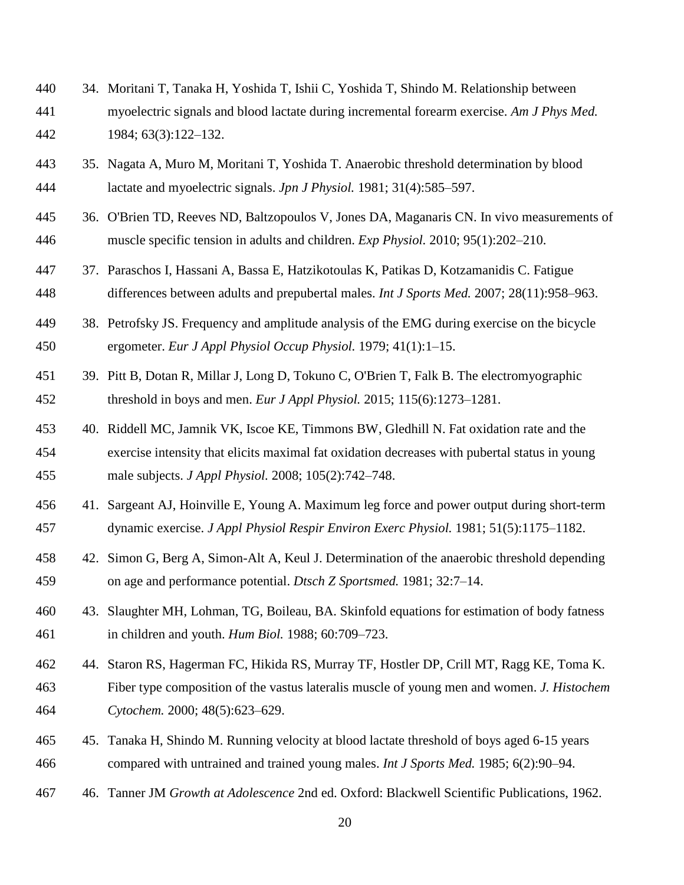34. Moritani T, Tanaka H, Yoshida T, Ishii C, Yoshida T, Shindo M. Relationship between myoelectric signals and blood lactate during incremental forearm exercise. *Am J Phys Med.* 1984; 63(3):122–132.

35. Nagata A, Muro M, Moritani T, Yoshida T. Anaerobic threshold determination by blood lactate and myoelectric signals. *Jpn J Physiol.* 1981; 31(4):585–597.

36. O'Brien TD, Reeves ND, Baltzopoulos V, Jones DA, Maganaris CN. In vivo measurements of muscle specific tension in adults and children. *Exp Physiol.* 2010; 95(1):202–210.

37. Paraschos I, Hassani A, Bassa E, Hatzikotoulas K, Patikas D, Kotzamanidis C. Fatigue differences between adults and prepubertal males. *Int J Sports Med.* 2007; 28(11):958–963.

38. Petrofsky JS. Frequency and amplitude analysis of the EMG during exercise on the bicycle ergometer. *Eur J Appl Physiol Occup Physiol.* 1979; 41(1):1–15.

39. Pitt B, Dotan R, Millar J, Long D, Tokuno C, O'Brien T, Falk B. The electromyographic threshold in boys and men. *Eur J Appl Physiol.* 2015; 115(6):1273–1281.

40. Riddell MC, Jamnik VK, Iscoe KE, Timmons BW, Gledhill N. Fat oxidation rate and the exercise intensity that elicits maximal fat oxidation decreases with pubertal status in young male subjects. *J Appl Physiol.* 2008; 105(2):742–748.

41. Sargeant AJ, Hoinville E, Young A. Maximum leg force and power output during short-term dynamic exercise. *J Appl Physiol Respir Environ Exerc Physiol.* 1981; 51(5):1175–1182.

42. Simon G, Berg A, Simon-Alt A, Keul J. Determination of the anaerobic threshold depending on age and performance potential. *Dtsch Z Sportsmed.* 1981; 32:7–14.

43. Slaughter MH, Lohman, TG, Boileau, BA. Skinfold equations for estimation of body fatness in children and youth. *Hum Biol.* 1988; 60:709–723.

44. Staron RS, Hagerman FC, Hikida RS, Murray TF, Hostler DP, Crill MT, Ragg KE, Toma K. Fiber type composition of the vastus lateralis muscle of young men and women. *J. Histochem Cytochem.* 2000; 48(5):623–629.

45. Tanaka H, Shindo M. Running velocity at blood lactate threshold of boys aged 6-15 years compared with untrained and trained young males. *Int J Sports Med.* 1985; 6(2):90–94.

46. Tanner JM *Growth at Adolescence* 2nd ed. Oxford: Blackwell Scientific Publications, 1962.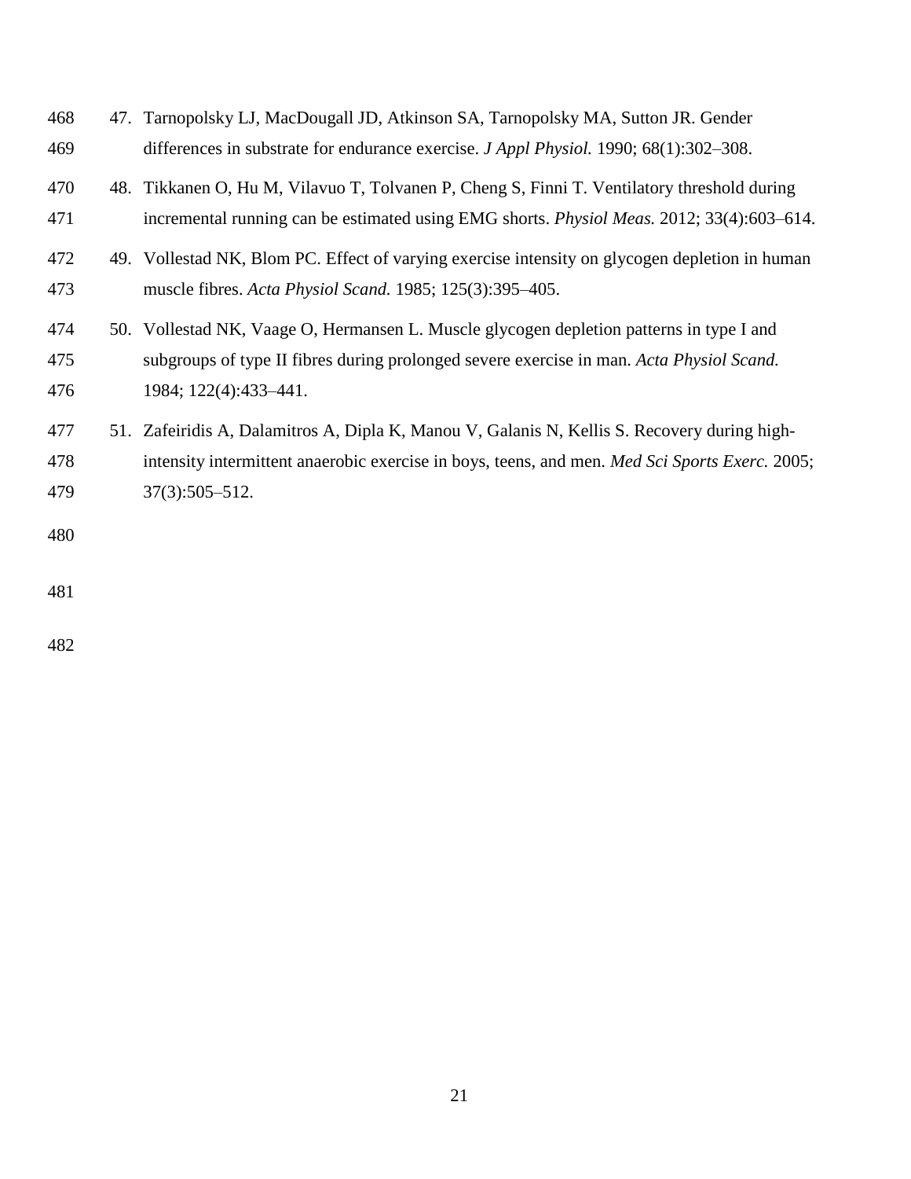47. Tarnopolsky LJ, MacDougall JD, Atkinson SA, Tarnopolsky MA, Sutton JR. Gender differences in substrate for endurance exercise. *J Appl Physiol.* 1990; 68(1):302–308.

48. Tikkanen O, Hu M, Vilavuo T, Tolvanen P, Cheng S, Finni T. Ventilatory threshold during incremental running can be estimated using EMG shorts. *Physiol Meas.* 2012; 33(4):603–614.

49. Vollestad NK, Blom PC. Effect of varying exercise intensity on glycogen depletion in human muscle fibres. *Acta Physiol Scand.* 1985; 125(3):395–405.

50. Vollestad NK, Vaage O, Hermansen L. Muscle glycogen depletion patterns in type I and subgroups of type II fibres during prolonged severe exercise in man. *Acta Physiol Scand.* 1984; 122(4):433–441.

51. Zafeiridis A, Dalamitros A, Dipla K, Manou V, Galanis N, Kellis S. Recovery during high-intensity intermittent anaerobic exercise in boys, teens, and men. *Med Sci Sports Exerc.* 2005; 37(3):505–512.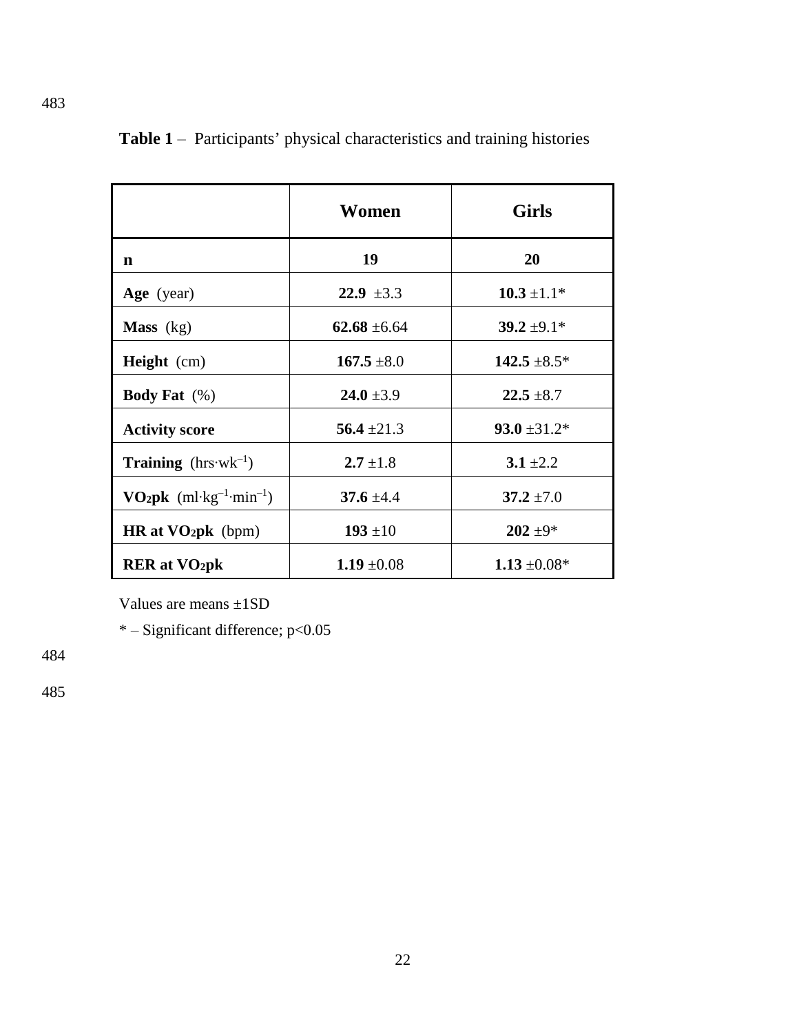**Table 1** – Participants' physical characteristics and training histories

| | **Women** | **Girls** |
|---|---|---|
| **n** | **19** | **20** |
| **Age** (year) | **22.9** ±3.3 | **10.3** ±1.1* |
| **Mass** (kg) | **62.68** ±6.64 | **39.2** ±9.1* |
| **Height** (cm) | **167.5** ±8.0 | **142.5** ±8.5* |
| **Body Fat** (%) | **24.0** ±3.9 | **22.5** ±8.7 |
| **Activity score** | **56.4** ±21.3 | **93.0** ±31.2* |
| **Training** ($hrs \cdot wk^{-1}$) | **2.7** ±1.8 | **3.1** ±2.2 |
| **$VO_2pk$** ($ml \cdot kg^{-1} \cdot min^{-1}$) | **37.6** ±4.4 | **37.2** ±7.0 |
| **HR at $VO_2pk$** (bpm) | **193** ±10 | **202** ±9* |
| **RER at $VO_2pk$** | **1.19** ±0.08 | **1.13** ±0.08* |

Values are means ±1SD

* – Significant difference; $p<0.05$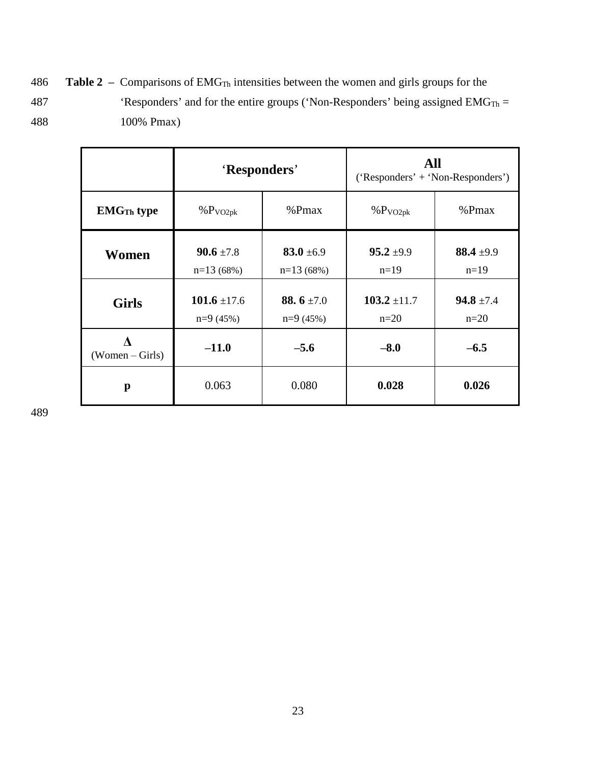**Table 2** – Comparisons of $EMG_{Th}$ intensities between the women and girls groups for the 'Responders' and for the entire groups ('Non-Responders' being assigned $EMG_{Th}$ = 100% Pmax)

| | **'Responders'** | | **All** ('Responders' + 'Non-Responders') | |
|---|---|---|---|---|
| **$EMG_{Th}$ type** | $\%P_{VO2pk}$ | %Pmax | $\%P_{VO2pk}$ | %Pmax |
| **Women** | **90.6** ±7.8 n=13 (68%) | **83.0** ±6.9 n=13 (68%) | **95.2** ±9.9 n=19 | **88.4** ±9.9 n=19 |
| **Girls** | **101.6** ±17.6 n=9 (45%) | **88. 6** ±7.0 n=9 (45%) | **103.2** ±11.7 n=20 | **94.8** ±7.4 n=20 |
| **Δ** (Women – Girls) | **–11.0** | **–5.6** | **–8.0** | **–6.5** |
| **p** | 0.063 | 0.080 | **0.028** | **0.026** |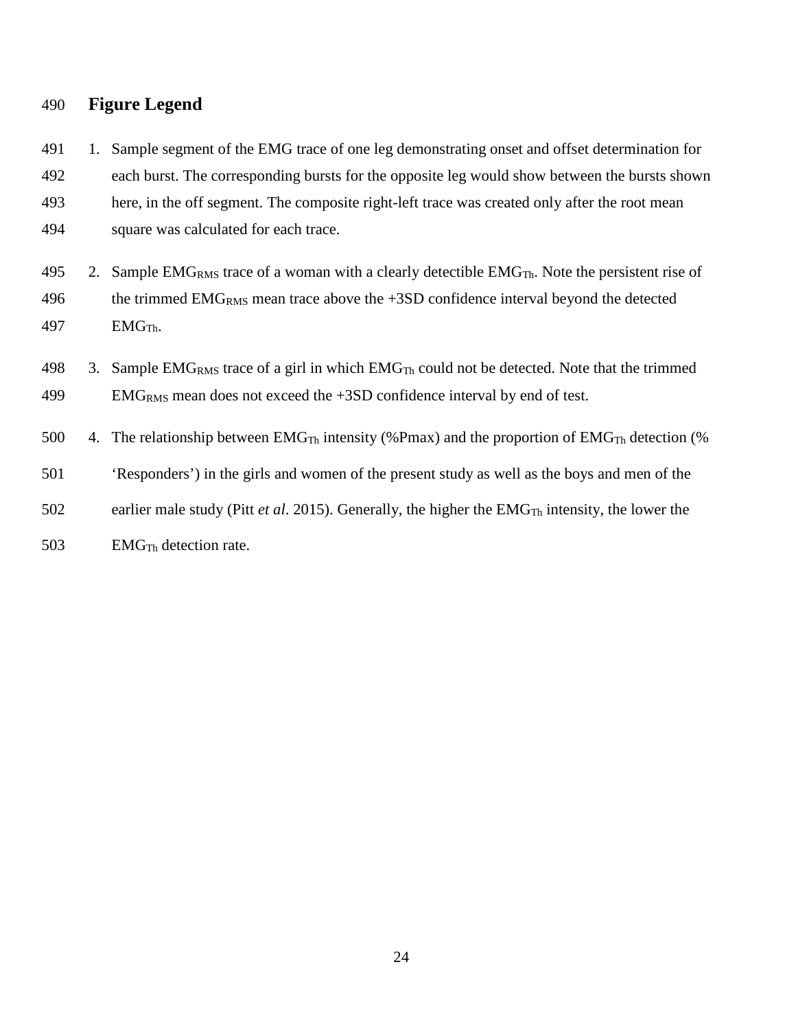# Figure Legend

1. Sample segment of the EMG trace of one leg demonstrating onset and offset determination for each burst. The corresponding bursts for the opposite leg would show between the bursts shown here, in the off segment. The composite right-left trace was created only after the root mean square was calculated for each trace.

2. Sample $EMG_{RMS}$ trace of a woman with a clearly detectible $EMG_{Th}$. Note the persistent rise of the trimmed $EMG_{RMS}$ mean trace above the +3SD confidence interval beyond the detected $EMG_{Th}$.

3. Sample $EMG_{RMS}$ trace of a girl in which $EMG_{Th}$ could not be detected. Note that the trimmed $EMG_{RMS}$ mean does not exceed the +3SD confidence interval by end of test.

4. The relationship between $EMG_{Th}$ intensity (%Pmax) and the proportion of $EMG_{Th}$ detection (% 'Responders') in the girls and women of the present study as well as the boys and men of the earlier male study (Pitt *et al*. 2015). Generally, the higher the $EMG_{Th}$ intensity, the lower the $EMG_{Th}$ detection rate.